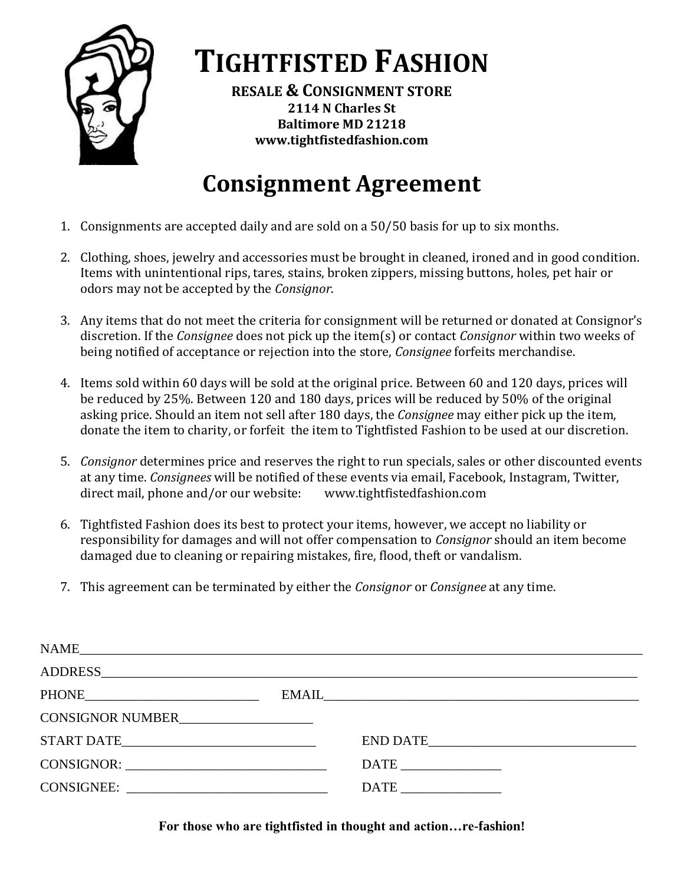# TIGHTFISTED FASHION

**RESALE & CONSIGNMENT STORE**
**2114 N Charles St**
**Baltimore MD 21218**
**www.tightfistedfashion.com**

## Consignment Agreement

1. Consignments are accepted daily and are sold on a 50/50 basis for up to six months.

2. Clothing, shoes, jewelry and accessories must be brought in cleaned, ironed and in good condition. Items with unintentional rips, tares, stains, broken zippers, missing buttons, holes, pet hair or odors may not be accepted by the *Consignor*.

3. Any items that do not meet the criteria for consignment will be returned or donated at Consignor's discretion. If the *Consignee* does not pick up the item(s) or contact *Consignor* within two weeks of being notified of acceptance or rejection into the store, *Consignee* forfeits merchandise.

4. Items sold within 60 days will be sold at the original price. Between 60 and 120 days, prices will be reduced by 25%. Between 120 and 180 days, prices will be reduced by 50% of the original asking price. Should an item not sell after 180 days, the *Consignee* may either pick up the item, donate the item to charity, or forfeit the item to Tightfisted Fashion to be used at our discretion.

5. *Consignor* determines price and reserves the right to run specials, sales or other discounted events at any time. *Consignees* will be notified of these events via email, Facebook, Instagram, Twitter, direct mail, phone and/or our website: www.tightfistedfashion.com

6. Tightfisted Fashion does its best to protect your items, however, we accept no liability or responsibility for damages and will not offer compensation to *Consignor* should an item become damaged due to cleaning or repairing mistakes, fire, flood, theft or vandalism.

7. This agreement can be terminated by either the *Consignor* or *Consignee* at any time.

NAME______________________________________________

ADDRESS___________________________________________

PHONE_________________________ EMAIL_________________________

CONSIGNOR NUMBER____________________

START DATE_________________________ END DATE_________________________

CONSIGNOR: _________________________ DATE _______________

CONSIGNEE: _________________________ DATE _______________

**For those who are tightfisted in thought and action…re-fashion!**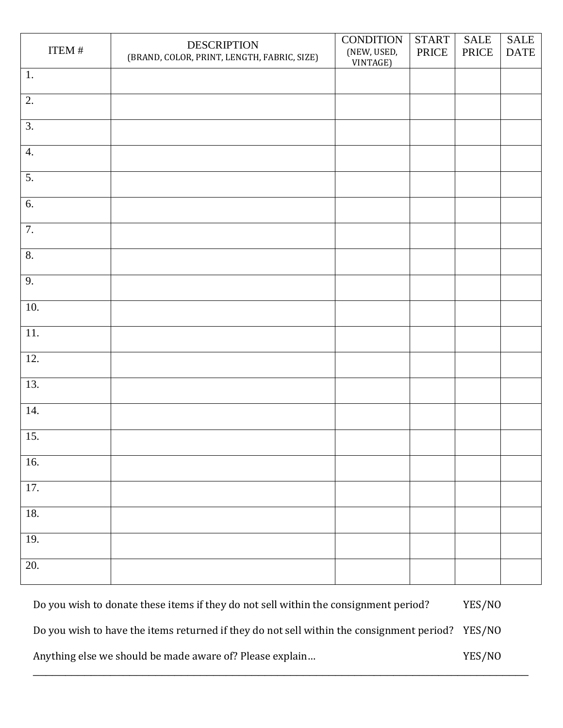| ITEM # | DESCRIPTION (BRAND, COLOR, PRINT, LENGTH, FABRIC, SIZE) | CONDITION (NEW, USED, VINTAGE) | START PRICE | SALE PRICE | SALE DATE |
|---|---|---|---|---|---|
| 1. | | | | | |
| 2. | | | | | |
| 3. | | | | | |
| 4. | | | | | |
| 5. | | | | | |
| 6. | | | | | |
| 7. | | | | | |
| 8. | | | | | |
| 9. | | | | | |
| 10. | | | | | |
| 11. | | | | | |
| 12. | | | | | |
| 13. | | | | | |
| 14. | | | | | |
| 15. | | | | | |
| 16. | | | | | |
| 17. | | | | | |
| 18. | | | | | |
| 19. | | | | | |
| 20. | | | | | |

Do you wish to donate these items if they do not sell within the consignment period? YES/NO

Do you wish to have the items returned if they do not sell within the consignment period? YES/NO

Anything else we should be made aware of? Please explain… YES/NO

______________________________________________________________________________